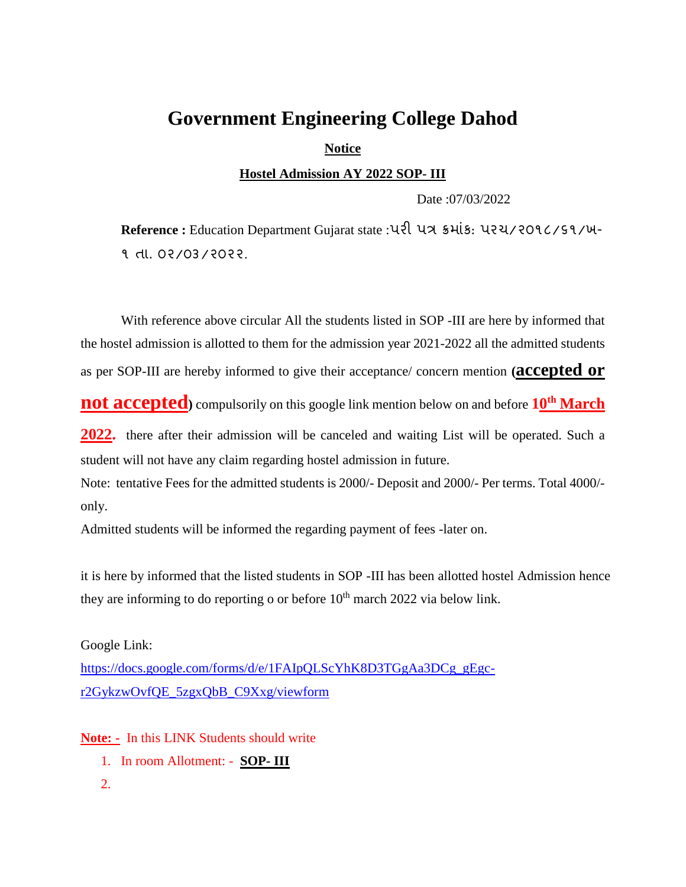# Government Engineering College Dahod

**Notice**

**Hostel Admission AY 2022 SOP- III**

Date :07/03/2022

**Reference :** Education Department Gujarat state :પરી પત્ર ક્રમાંક: પરચ/૨૦૧૮/૬૧/ખ-૧ તા. ૦૨/૦૩/૨૦૨૨.

With reference above circular All the students listed in SOP -III are here by informed that the hostel admission is allotted to them for the admission year 2021-2022 all the admitted students as per SOP-III are hereby informed to give their acceptance/ concern mention **(accepted or not accepted)** compulsorily on this google link mention below on and before **10th March 2022.** there after their admission will be canceled and waiting List will be operated. Such a student will not have any claim regarding hostel admission in future.

Note: tentative Fees for the admitted students is 2000/- Deposit and 2000/- Per terms. Total 4000/- only.

Admitted students will be informed the regarding payment of fees -later on.

it is here by informed that the listed students in SOP -III has been allotted hostel Admission hence they are informing to do reporting o or before 10th march 2022 via below link.

Google Link:
https://docs.google.com/forms/d/e/1FAIpQLScYhK8D3TGgAa3DCg_gEgc-r2GykzwOvfQE_5zgxQbB_C9Xxg/viewform

**Note: -** In this LINK Students should write

1. In room Allotment: - **SOP- III**
2.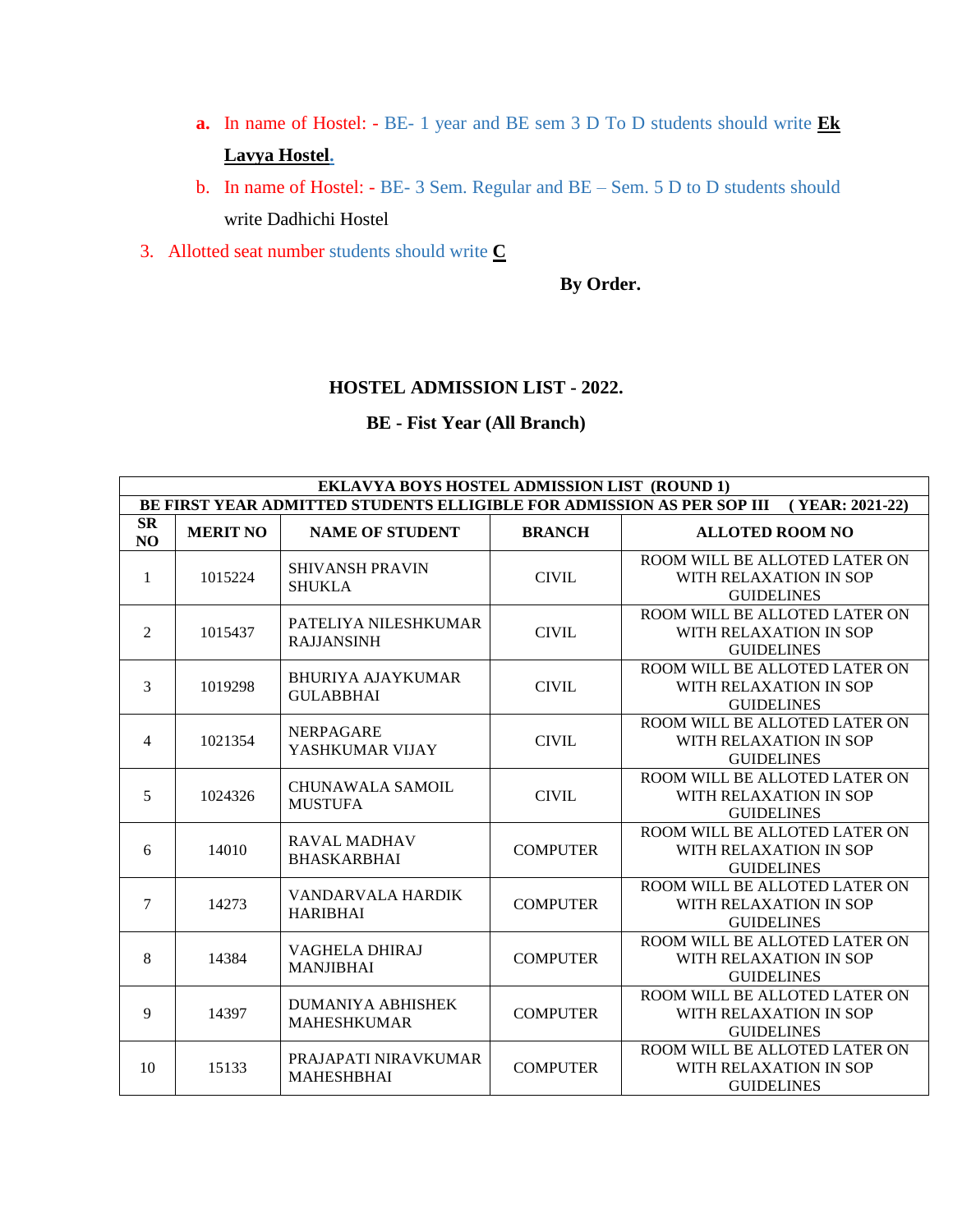a. In name of Hostel: - BE- 1 year and BE sem 3 D To D students should write **Ek Lavya Hostel**.

b. In name of Hostel: - BE- 3 Sem. Regular and BE – Sem. 5 D to D students should write Dadhichi Hostel

3. Allotted seat number students should write **C**

**By Order.**

## HOSTEL ADMISSION LIST - 2022.

## BE - Fist Year (All Branch)

| EKLAVYA BOYS HOSTEL ADMISSION LIST (ROUND 1) | | | | |
|---|---|---|---|---|
| **BE FIRST YEAR ADMITTED STUDENTS ELLIGIBLE FOR ADMISSION AS PER SOP III (YEAR: 2021-22)** | | | | |
| **SR NO** | **MERIT NO** | **NAME OF STUDENT** | **BRANCH** | **ALLOTED ROOM NO** |
| 1 | 1015224 | SHIVANSH PRAVIN SHUKLA | CIVIL | ROOM WILL BE ALLOTED LATER ON WITH RELAXATION IN SOP GUIDELINES |
| 2 | 1015437 | PATELIYA NILESHKUMAR RAJJANSINH | CIVIL | ROOM WILL BE ALLOTED LATER ON WITH RELAXATION IN SOP GUIDELINES |
| 3 | 1019298 | BHURIYA AJAYKUMAR GULABBHAI | CIVIL | ROOM WILL BE ALLOTED LATER ON WITH RELAXATION IN SOP GUIDELINES |
| 4 | 1021354 | NERPAGARE YASHKUMAR VIJAY | CIVIL | ROOM WILL BE ALLOTED LATER ON WITH RELAXATION IN SOP GUIDELINES |
| 5 | 1024326 | CHUNAWALA SAMOIL MUSTUFA | CIVIL | ROOM WILL BE ALLOTED LATER ON WITH RELAXATION IN SOP GUIDELINES |
| 6 | 14010 | RAVAL MADHAV BHASKARBHAI | COMPUTER | ROOM WILL BE ALLOTED LATER ON WITH RELAXATION IN SOP GUIDELINES |
| 7 | 14273 | VANDARVALA HARDIK HARIBHAI | COMPUTER | ROOM WILL BE ALLOTED LATER ON WITH RELAXATION IN SOP GUIDELINES |
| 8 | 14384 | VAGHELA DHIRAJ MANJIBHAI | COMPUTER | ROOM WILL BE ALLOTED LATER ON WITH RELAXATION IN SOP GUIDELINES |
| 9 | 14397 | DUMANIYA ABHISHEK MAHESHKUMAR | COMPUTER | ROOM WILL BE ALLOTED LATER ON WITH RELAXATION IN SOP GUIDELINES |
| 10 | 15133 | PRAJAPATI NIRAVKUMAR MAHESHBHAI | COMPUTER | ROOM WILL BE ALLOTED LATER ON WITH RELAXATION IN SOP GUIDELINES |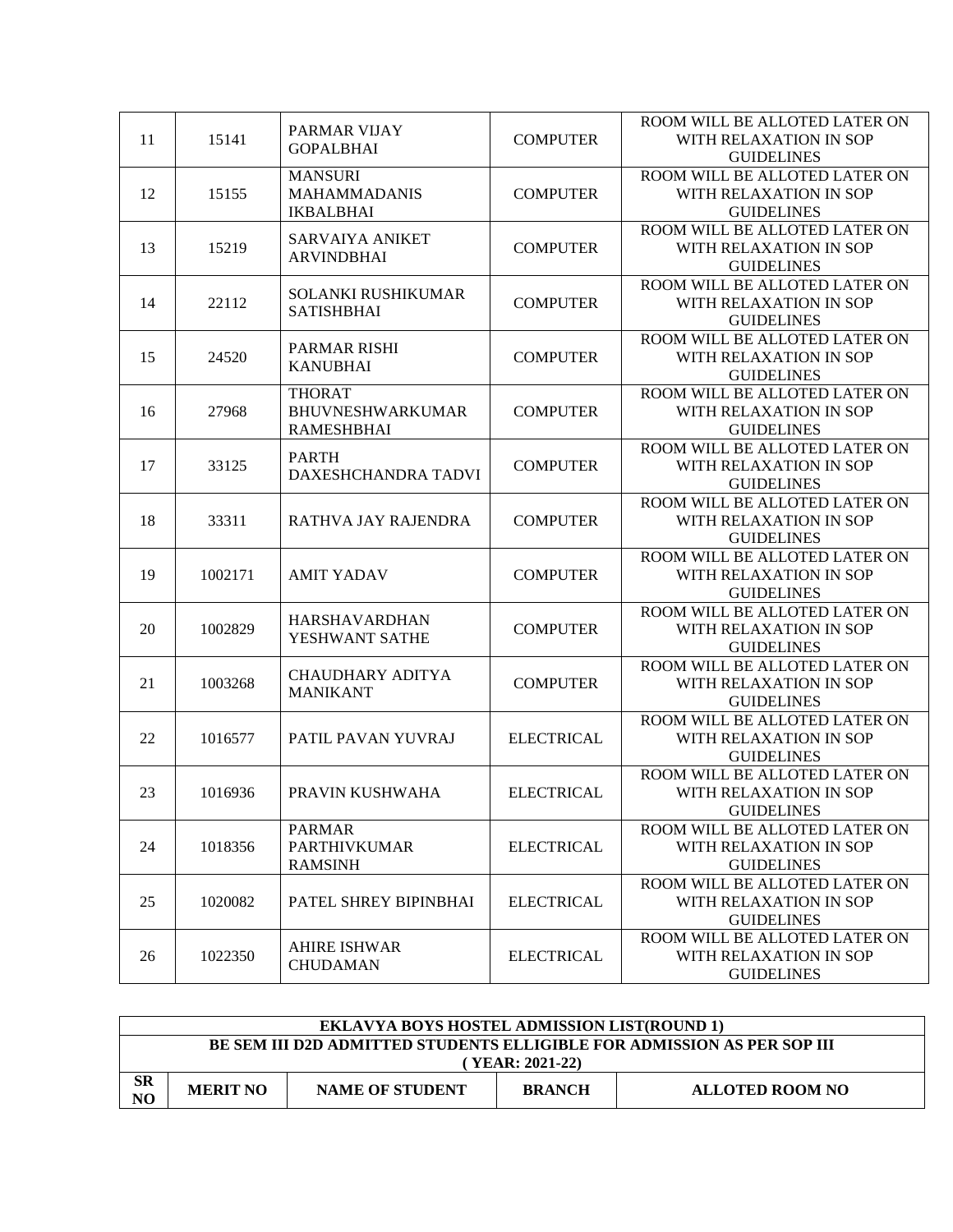| 11 | 15141 | PARMAR VIJAY GOPALBHAI | COMPUTER | ROOM WILL BE ALLOTED LATER ON WITH RELAXATION IN SOP GUIDELINES |
|---|---|---|---|---|
| 12 | 15155 | MANSURI MAHAMMADANIS IKBALBHAI | COMPUTER | ROOM WILL BE ALLOTED LATER ON WITH RELAXATION IN SOP GUIDELINES |
| 13 | 15219 | SARVAIYA ANIKET ARVINDBHAI | COMPUTER | ROOM WILL BE ALLOTED LATER ON WITH RELAXATION IN SOP GUIDELINES |
| 14 | 22112 | SOLANKI RUSHIKUMAR SATISHBHAI | COMPUTER | ROOM WILL BE ALLOTED LATER ON WITH RELAXATION IN SOP GUIDELINES |
| 15 | 24520 | PARMAR RISHI KANUBHAI | COMPUTER | ROOM WILL BE ALLOTED LATER ON WITH RELAXATION IN SOP GUIDELINES |
| 16 | 27968 | THORAT BHUVNESHWARKUMAR RAMESHBHAI | COMPUTER | ROOM WILL BE ALLOTED LATER ON WITH RELAXATION IN SOP GUIDELINES |
| 17 | 33125 | PARTH DAXESHCHANDRA TADVI | COMPUTER | ROOM WILL BE ALLOTED LATER ON WITH RELAXATION IN SOP GUIDELINES |
| 18 | 33311 | RATHVA JAY RAJENDRA | COMPUTER | ROOM WILL BE ALLOTED LATER ON WITH RELAXATION IN SOP GUIDELINES |
| 19 | 1002171 | AMIT YADAV | COMPUTER | ROOM WILL BE ALLOTED LATER ON WITH RELAXATION IN SOP GUIDELINES |
| 20 | 1002829 | HARSHAVARDHAN YESHWANT SATHE | COMPUTER | ROOM WILL BE ALLOTED LATER ON WITH RELAXATION IN SOP GUIDELINES |
| 21 | 1003268 | CHAUDHARY ADITYA MANIKANT | COMPUTER | ROOM WILL BE ALLOTED LATER ON WITH RELAXATION IN SOP GUIDELINES |
| 22 | 1016577 | PATIL PAVAN YUVRAJ | ELECTRICAL | ROOM WILL BE ALLOTED LATER ON WITH RELAXATION IN SOP GUIDELINES |
| 23 | 1016936 | PRAVIN KUSHWAHA | ELECTRICAL | ROOM WILL BE ALLOTED LATER ON WITH RELAXATION IN SOP GUIDELINES |
| 24 | 1018356 | PARMAR PARTHIVKUMAR RAMSINH | ELECTRICAL | ROOM WILL BE ALLOTED LATER ON WITH RELAXATION IN SOP GUIDELINES |
| 25 | 1020082 | PATEL SHREY BIPINBHAI | ELECTRICAL | ROOM WILL BE ALLOTED LATER ON WITH RELAXATION IN SOP GUIDELINES |
| 26 | 1022350 | AHIRE ISHWAR CHUDAMAN | ELECTRICAL | ROOM WILL BE ALLOTED LATER ON WITH RELAXATION IN SOP GUIDELINES |

| EKLAVYA BOYS HOSTEL ADMISSION LIST(ROUND 1) BE SEM III D2D ADMITTED STUDENTS ELLIGIBLE FOR ADMISSION AS PER SOP III ( YEAR: 2021-22) | | | | |
|---|---|---|---|---|
| **SR NO** | **MERIT NO** | **NAME OF STUDENT** | **BRANCH** | **ALLOTED ROOM NO** |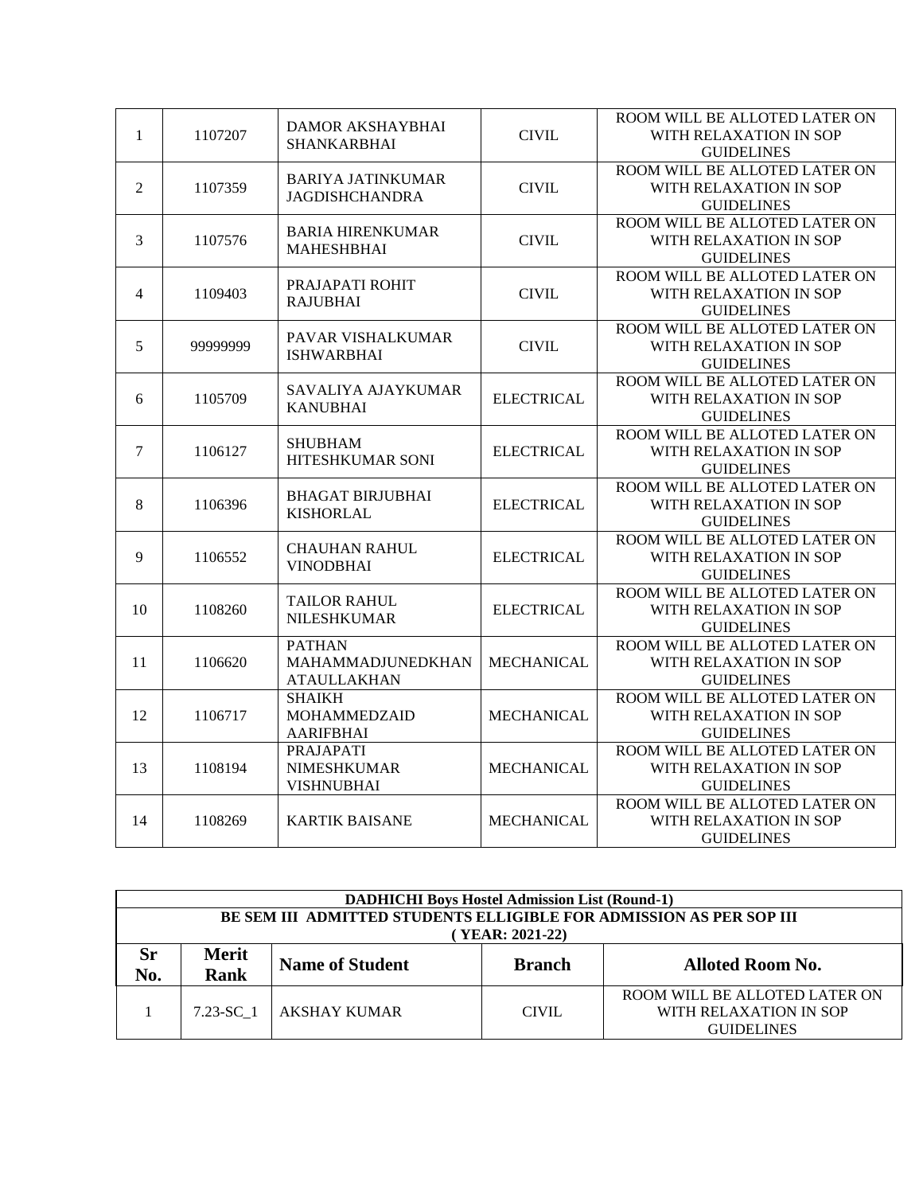| 1 | 1107207 | DAMOR AKSHAYBHAI SHANKARBHAI | CIVIL | ROOM WILL BE ALLOTED LATER ON WITH RELAXATION IN SOP GUIDELINES |
|---|---|---|---|---|
| 2 | 1107359 | BARIYA JATINKUMAR JAGDISHCHANDRA | CIVIL | ROOM WILL BE ALLOTED LATER ON WITH RELAXATION IN SOP GUIDELINES |
| 3 | 1107576 | BARIA HIRENKUMAR MAHESHBHAI | CIVIL | ROOM WILL BE ALLOTED LATER ON WITH RELAXATION IN SOP GUIDELINES |
| 4 | 1109403 | PRAJAPATI ROHIT RAJUBHAI | CIVIL | ROOM WILL BE ALLOTED LATER ON WITH RELAXATION IN SOP GUIDELINES |
| 5 | 99999999 | PAVAR VISHALKUMAR ISHWARBHAI | CIVIL | ROOM WILL BE ALLOTED LATER ON WITH RELAXATION IN SOP GUIDELINES |
| 6 | 1105709 | SAVALIYA AJAYKUMAR KANUBHAI | ELECTRICAL | ROOM WILL BE ALLOTED LATER ON WITH RELAXATION IN SOP GUIDELINES |
| 7 | 1106127 | SHUBHAM HITESHKUMAR SONI | ELECTRICAL | ROOM WILL BE ALLOTED LATER ON WITH RELAXATION IN SOP GUIDELINES |
| 8 | 1106396 | BHAGAT BIRJUBHAI KISHORLAL | ELECTRICAL | ROOM WILL BE ALLOTED LATER ON WITH RELAXATION IN SOP GUIDELINES |
| 9 | 1106552 | CHAUHAN RAHUL VINODBHAI | ELECTRICAL | ROOM WILL BE ALLOTED LATER ON WITH RELAXATION IN SOP GUIDELINES |
| 10 | 1108260 | TAILOR RAHUL NILESHKUMAR | ELECTRICAL | ROOM WILL BE ALLOTED LATER ON WITH RELAXATION IN SOP GUIDELINES |
| 11 | 1106620 | PATHAN MAHAMMADJUNEDKHAN ATAULLAKHAN | MECHANICAL | ROOM WILL BE ALLOTED LATER ON WITH RELAXATION IN SOP GUIDELINES |
| 12 | 1106717 | SHAIKH MOHAMMEDZAID AARIFBHAI | MECHANICAL | ROOM WILL BE ALLOTED LATER ON WITH RELAXATION IN SOP GUIDELINES |
| 13 | 1108194 | PRAJAPATI NIMESHKUMAR VISHNUBHAI | MECHANICAL | ROOM WILL BE ALLOTED LATER ON WITH RELAXATION IN SOP GUIDELINES |
| 14 | 1108269 | KARTIK BAISANE | MECHANICAL | ROOM WILL BE ALLOTED LATER ON WITH RELAXATION IN SOP GUIDELINES |

**DADHICHI Boys Hostel Admission List (Round-1)**

**BE SEM III ADMITTED STUDENTS ELLIGIBLE FOR ADMISSION AS PER SOP III**

**( YEAR: 2021-22)**

| Sr No. | Merit Rank | Name of Student | Branch | Alloted Room No. |
|---|---|---|---|---|
| 1 | 7.23-SC_1 | AKSHAY KUMAR | CIVIL | ROOM WILL BE ALLOTED LATER ON WITH RELAXATION IN SOP GUIDELINES |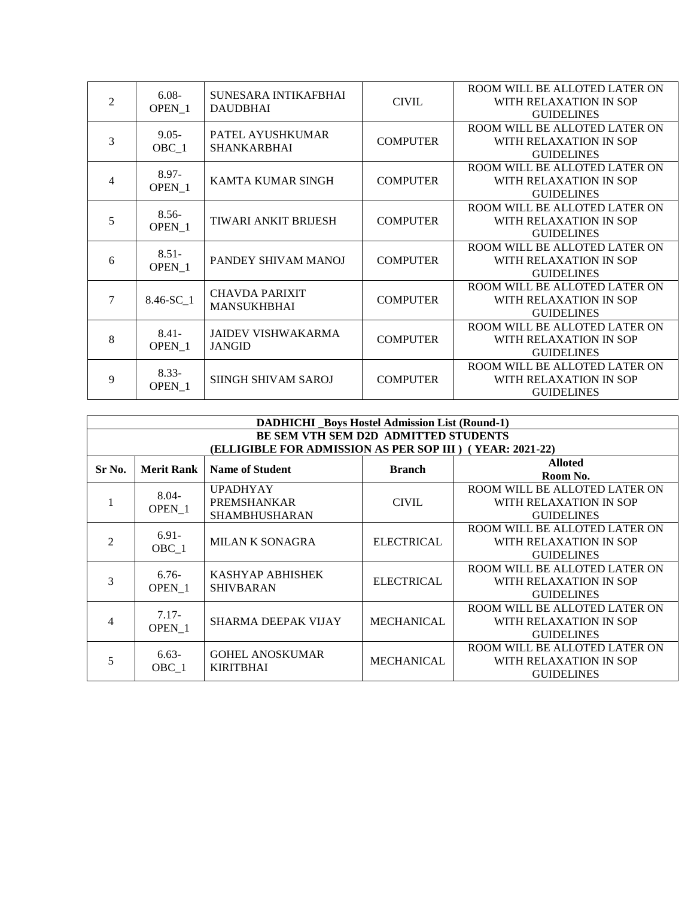| | | | | |
|---|---|---|---|---|
| 2 | 6.08-OPEN_1 | SUNESARA INTIKAFBHAI DAUDBHAI | CIVIL | ROOM WILL BE ALLOTED LATER ON WITH RELAXATION IN SOP GUIDELINES |
| 3 | 9.05-OBC_1 | PATEL AYUSHKUMAR SHANKARBHAI | COMPUTER | ROOM WILL BE ALLOTED LATER ON WITH RELAXATION IN SOP GUIDELINES |
| 4 | 8.97-OPEN_1 | KAMTA KUMAR SINGH | COMPUTER | ROOM WILL BE ALLOTED LATER ON WITH RELAXATION IN SOP GUIDELINES |
| 5 | 8.56-OPEN_1 | TIWARI ANKIT BRIJESH | COMPUTER | ROOM WILL BE ALLOTED LATER ON WITH RELAXATION IN SOP GUIDELINES |
| 6 | 8.51-OPEN_1 | PANDEY SHIVAM MANOJ | COMPUTER | ROOM WILL BE ALLOTED LATER ON WITH RELAXATION IN SOP GUIDELINES |
| 7 | 8.46-SC_1 | CHAVDA PARIXIT MANSUKHBHAI | COMPUTER | ROOM WILL BE ALLOTED LATER ON WITH RELAXATION IN SOP GUIDELINES |
| 8 | 8.41-OPEN_1 | JAIDEV VISHWAKARMA JANGID | COMPUTER | ROOM WILL BE ALLOTED LATER ON WITH RELAXATION IN SOP GUIDELINES |
| 9 | 8.33-OPEN_1 | SIINGH SHIVAM SAROJ | COMPUTER | ROOM WILL BE ALLOTED LATER ON WITH RELAXATION IN SOP GUIDELINES |

**DADHICHI _Boys Hostel Admission List (Round-1)**

**BE SEM VTH SEM D2D ADMITTED STUDENTS**

**(ELLIGIBLE FOR ADMISSION AS PER SOP III ) ( YEAR: 2021-22)**

| Sr No. | Merit Rank | Name of Student | Branch | Alloted Room No. |
|---|---|---|---|---|
| 1 | 8.04-OPEN_1 | UPADHYAY PREMSHANKAR SHAMBHUSHARAN | CIVIL | ROOM WILL BE ALLOTED LATER ON WITH RELAXATION IN SOP GUIDELINES |
| 2 | 6.91-OBC_1 | MILAN K SONAGRA | ELECTRICAL | ROOM WILL BE ALLOTED LATER ON WITH RELAXATION IN SOP GUIDELINES |
| 3 | 6.76-OPEN_1 | KASHYAP ABHISHEK SHIVBARAN | ELECTRICAL | ROOM WILL BE ALLOTED LATER ON WITH RELAXATION IN SOP GUIDELINES |
| 4 | 7.17-OPEN_1 | SHARMA DEEPAK VIJAY | MECHANICAL | ROOM WILL BE ALLOTED LATER ON WITH RELAXATION IN SOP GUIDELINES |
| 5 | 6.63-OBC_1 | GOHEL ANOSKUMAR KIRITBHAI | MECHANICAL | ROOM WILL BE ALLOTED LATER ON WITH RELAXATION IN SOP GUIDELINES |